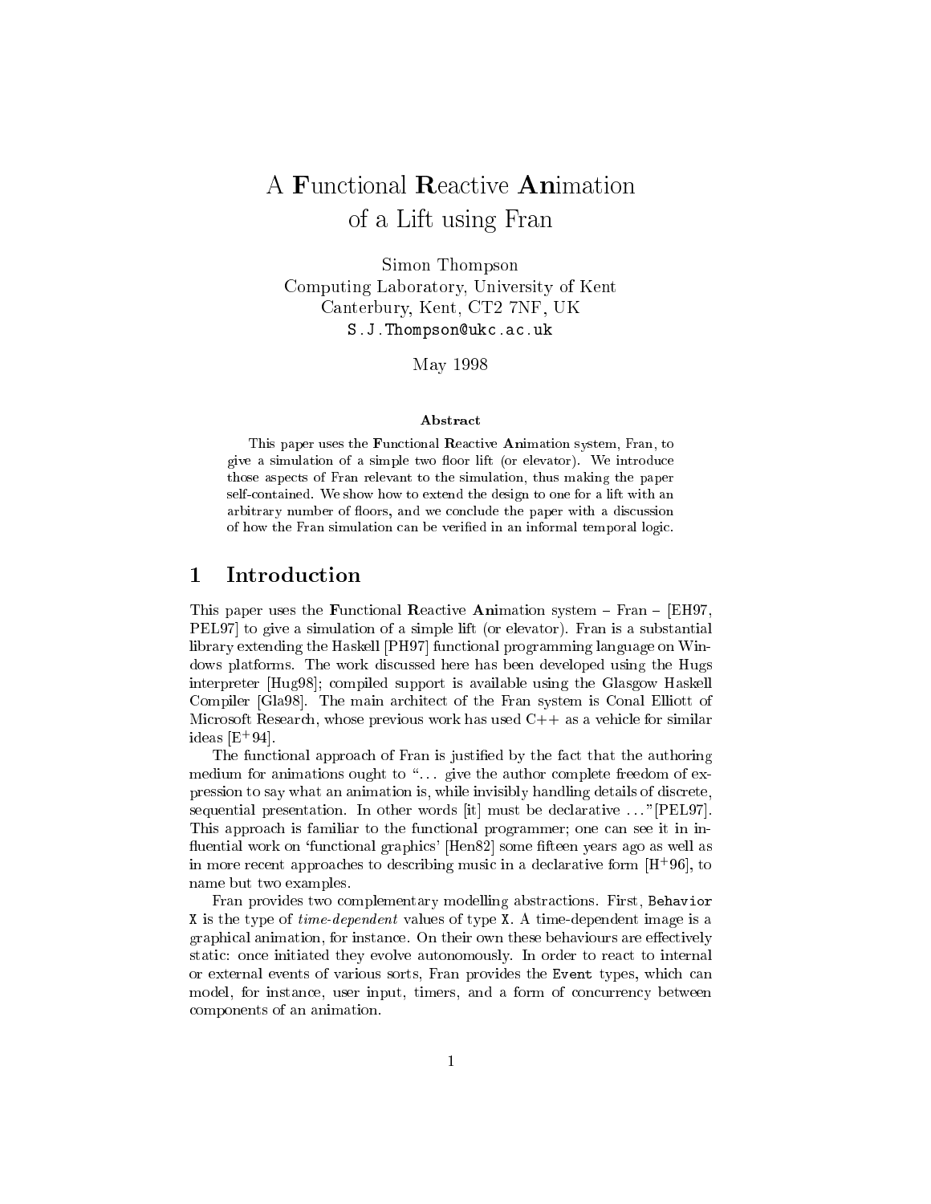# A **F**unctional **R**eactive **An**imation of a Lift using Fran

Simon Thompson
Computing Laboratory, University of Kent
Canterbury, Kent, CT2 7NF, UK
`S.J.Thompson@ukc.ac.uk`

May 1998

### Abstract

This paper uses the **F**unctional **R**eactive **An**imation system, Fran, to give a simulation of a simple two floor lift (or elevator). We introduce those aspects of Fran relevant to the simulation, thus making the paper self-contained. We show how to extend the design to one for a lift with an arbitrary number of floors, and we conclude the paper with a discussion of how the Fran simulation can be verified in an informal temporal logic.

## 1 Introduction

This paper uses the **F**unctional **R**eactive **An**imation system – Fran – [EH97, PEL97] to give a simulation of a simple lift (or elevator). Fran is a substantial library extending the Haskell [PH97] functional programming language on Windows platforms. The work discussed here has been developed using the Hugs interpreter [Hug98]; compiled support is available using the Glasgow Haskell Compiler [Gla98]. The main architect of the Fran system is Conal Elliott of Microsoft Research, whose previous work has used C++ as a vehicle for similar ideas [E+94].

The functional approach of Fran is justified by the fact that the authoring medium for animations ought to "... give the author complete freedom of expression to say what an animation is, while invisibly handling details of discrete, sequential presentation. In other words [it] must be declarative ..."[PEL97]. This approach is familiar to the functional programmer; one can see it in influential work on 'functional graphics' [Hen82] some fifteen years ago as well as in more recent approaches to describing music in a declarative form [H+96], to name but two examples.

Fran provides two complementary modelling abstractions. First, `Behavior X` is the type of *time-dependent* values of type `X`. A time-dependent image is a graphical animation, for instance. On their own these behaviours are effectively static: once initiated they evolve autonomously. In order to react to internal or external events of various sorts, Fran provides the `Event` types, which can model, for instance, user input, timers, and a form of concurrency between components of an animation.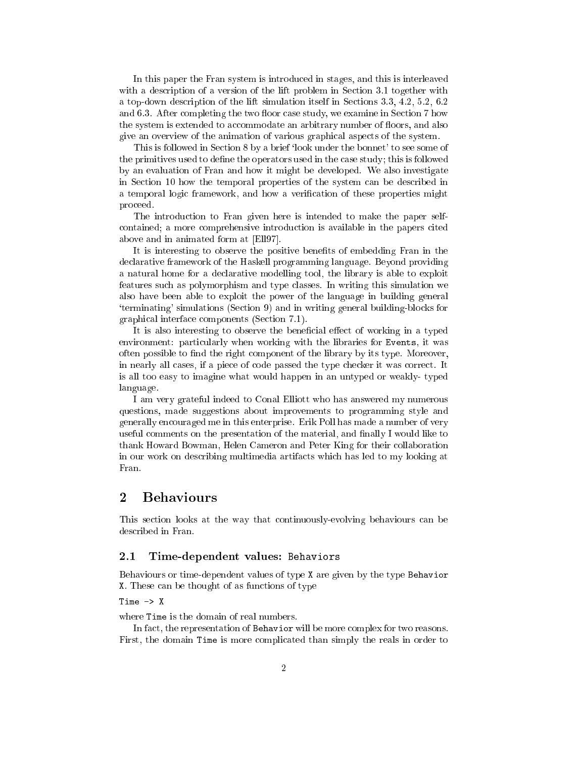In this paper the Fran system is introduced in stages, and this is interleaved with a description of a version of the lift problem in Section 3.1 together with a top-down description of the lift simulation itself in Sections 3.3, 4.2, 5.2, 6.2 and 6.3. After completing the two floor case study, we examine in Section 7 how the system is extended to accommodate an arbitrary number of floors, and also give an overview of the animation of various graphical aspects of the system.

This is followed in Section 8 by a brief 'look under the bonnet' to see some of the primitives used to define the operators used in the case study; this is followed by an evaluation of Fran and how it might be developed. We also investigate in Section 10 how the temporal properties of the system can be described in a temporal logic framework, and how a verification of these properties might proceed.

The introduction to Fran given here is intended to make the paper self-contained; a more comprehensive introduction is available in the papers cited above and in animated form at [Ell97].

It is interesting to observe the positive benefits of embedding Fran in the declarative framework of the Haskell programming language. Beyond providing a natural home for a declarative modelling tool, the library is able to exploit features such as polymorphism and type classes. In writing this simulation we also have been able to exploit the power of the language in building general 'terminating' simulations (Section 9) and in writing general building-blocks for graphical interface components (Section 7.1).

It is also interesting to observe the beneficial effect of working in a typed environment: particularly when working with the libraries for `Events`, it was often possible to find the right component of the library by its type. Moreover, in nearly all cases, if a piece of code passed the type checker it was correct. It is all too easy to imagine what would happen in an untyped or weakly- typed language.

I am very grateful indeed to Conal Elliott who has answered my numerous questions, made suggestions about improvements to programming style and generally encouraged me in this enterprise. Erik Poll has made a number of very useful comments on the presentation of the material, and finally I would like to thank Howard Bowman, Helen Cameron and Peter King for their collaboration in our work on describing multimedia artifacts which has led to my looking at Fran.

## 2 Behaviours

This section looks at the way that continuously-evolving behaviours can be described in Fran.

### 2.1 Time-dependent values: `Behaviors`

Behaviours or time-dependent values of type `X` are given by the type `Behavior X`. These can be thought of as functions of type

```
Time -> X
```

where `Time` is the domain of real numbers.

In fact, the representation of `Behavior` will be more complex for two reasons. First, the domain `Time` is more complicated than simply the reals in order to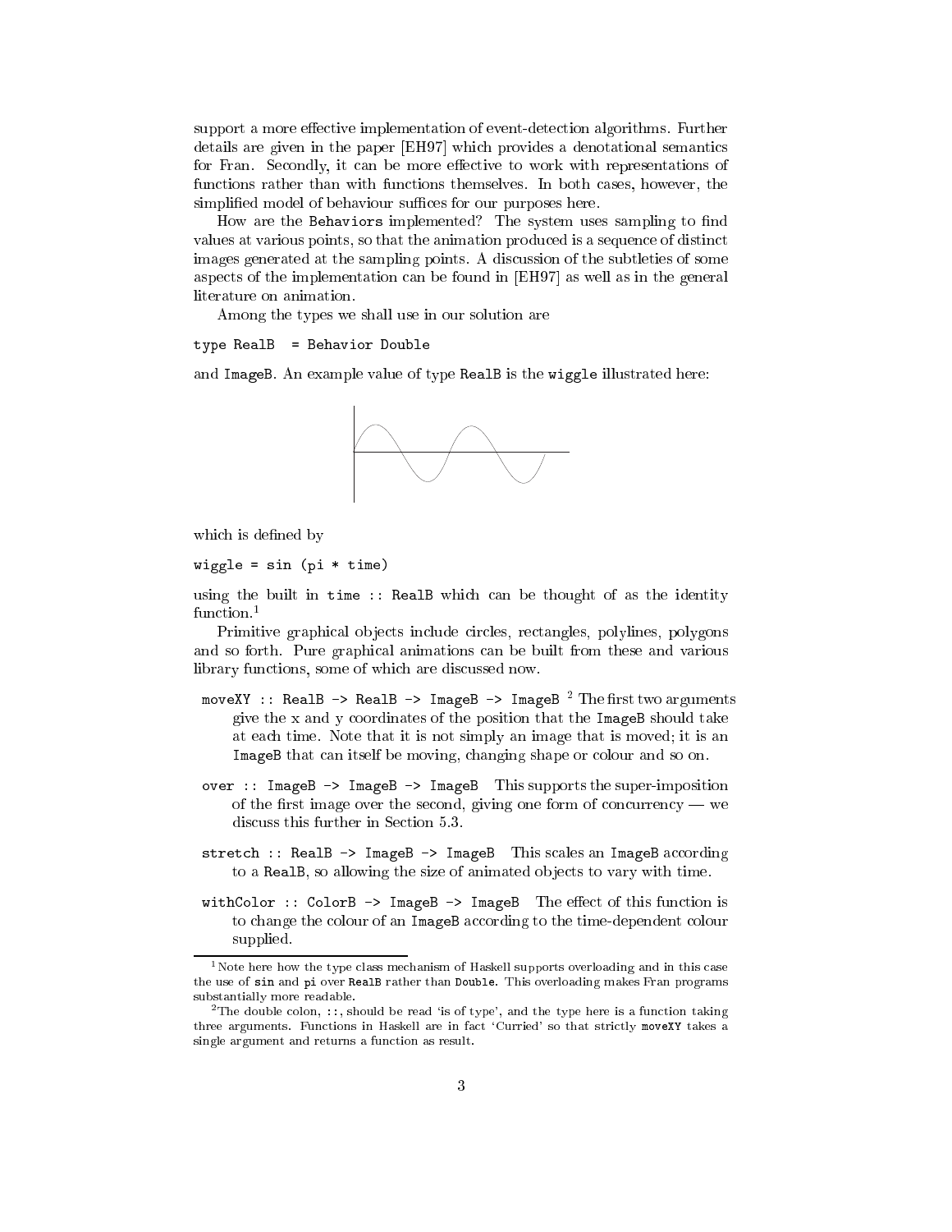support a more effective implementation of event-detection algorithms. Further details are given in the paper [EH97] which provides a denotational semantics for Fran. Secondly, it can be more effective to work with representations of functions rather than with functions themselves. In both cases, however, the simplified model of behaviour suffices for our purposes here.

How are the Behaviors implemented? The system uses sampling to find values at various points, so that the animation produced is a sequence of distinct images generated at the sampling points. A discussion of the subtleties of some aspects of the implementation can be found in [EH97] as well as in the general literature on animation.

Among the types we shall use in our solution are

```
type RealB  = Behavior Double
```

and `ImageB`. An example value of type `RealB` is the `wiggle` illustrated here:

which is defined by

```
wiggle = sin (pi * time)
```

using the built in `time :: RealB` which can be thought of as the identity function.[1]

Primitive graphical objects include circles, rectangles, polylines, polygons and so forth. Pure graphical animations can be built from these and various library functions, some of which are discussed now.

- `moveXY :: RealB -> RealB -> ImageB -> ImageB` [2] The first two arguments give the x and y coordinates of the position that the `ImageB` should take at each time. Note that it is not simply an image that is moved; it is an `ImageB` that can itself be moving, changing shape or colour and so on.

- `over :: ImageB -> ImageB -> ImageB` This supports the super-imposition of the first image over the second, giving one form of concurrency — we discuss this further in Section 5.3.

- `stretch :: RealB -> ImageB -> ImageB` This scales an `ImageB` according to a `RealB`, so allowing the size of animated objects to vary with time.

- `withColor :: ColorB -> ImageB -> ImageB` The effect of this function is to change the colour of an `ImageB` according to the time-dependent colour supplied.

---

[1] Note here how the type class mechanism of Haskell supports overloading and in this case the use of `sin` and `pi` over `RealB` rather than `Double`. This overloading makes Fran programs substantially more readable.

[2] The double colon, `::`, should be read 'is of type', and the type here is a function taking three arguments. Functions in Haskell are in fact 'Curried' so that strictly `moveXY` takes a single argument and returns a function as result.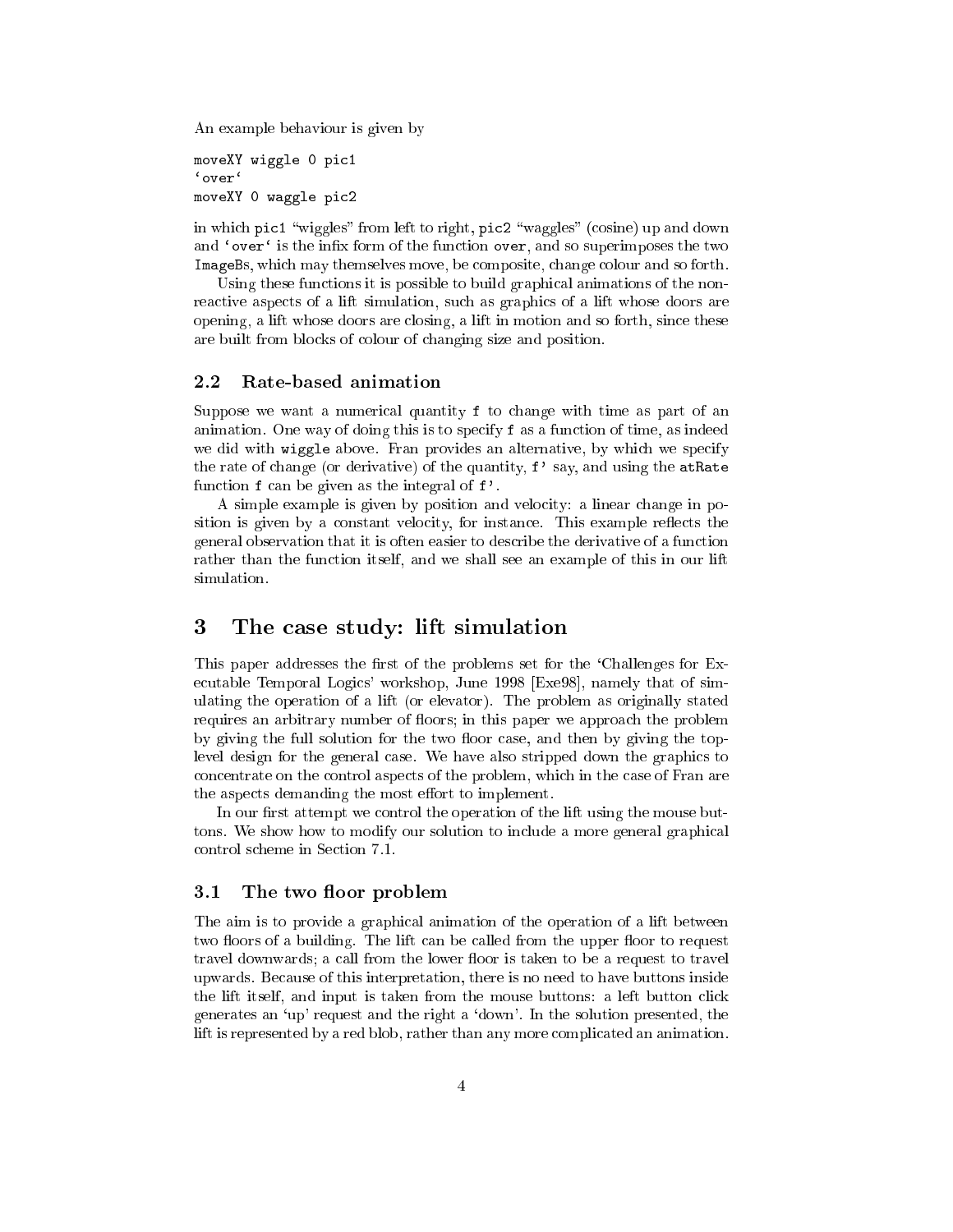An example behaviour is given by

```
moveXY wiggle 0 pic1
`over`
moveXY 0 waggle pic2
```

in which `pic1` "wiggles" from left to right, `pic2` "waggles" (cosine) up and down and `` `over` `` is the infix form of the function `over`, and so superimposes the two `ImageB`s, which may themselves move, be composite, change colour and so forth.

Using these functions it is possible to build graphical animations of the non-reactive aspects of a lift simulation, such as graphics of a lift whose doors are opening, a lift whose doors are closing, a lift in motion and so forth, since these are built from blocks of colour of changing size and position.

### 2.2 Rate-based animation

Suppose we want a numerical quantity `f` to change with time as part of an animation. One way of doing this is to specify `f` as a function of time, as indeed we did with `wiggle` above. Fran provides an alternative, by which we specify the rate of change (or derivative) of the quantity, `f'` say, and using the `atRate` function `f` can be given as the integral of `f'`.

A simple example is given by position and velocity: a linear change in position is given by a constant velocity, for instance. This example reflects the general observation that it is often easier to describe the derivative of a function rather than the function itself, and we shall see an example of this in our lift simulation.

## 3 The case study: lift simulation

This paper addresses the first of the problems set for the 'Challenges for Executable Temporal Logics' workshop, June 1998 [Exe98], namely that of simulating the operation of a lift (or elevator). The problem as originally stated requires an arbitrary number of floors; in this paper we approach the problem by giving the full solution for the two floor case, and then by giving the top-level design for the general case. We have also stripped down the graphics to concentrate on the control aspects of the problem, which in the case of Fran are the aspects demanding the most effort to implement.

In our first attempt we control the operation of the lift using the mouse buttons. We show how to modify our solution to include a more general graphical control scheme in Section 7.1.

### 3.1 The two floor problem

The aim is to provide a graphical animation of the operation of a lift between two floors of a building. The lift can be called from the upper floor to request travel downwards; a call from the lower floor is taken to be a request to travel upwards. Because of this interpretation, there is no need to have buttons inside the lift itself, and input is taken from the mouse buttons: a left button click generates an 'up' request and the right a 'down'. In the solution presented, the lift is represented by a red blob, rather than any more complicated an animation.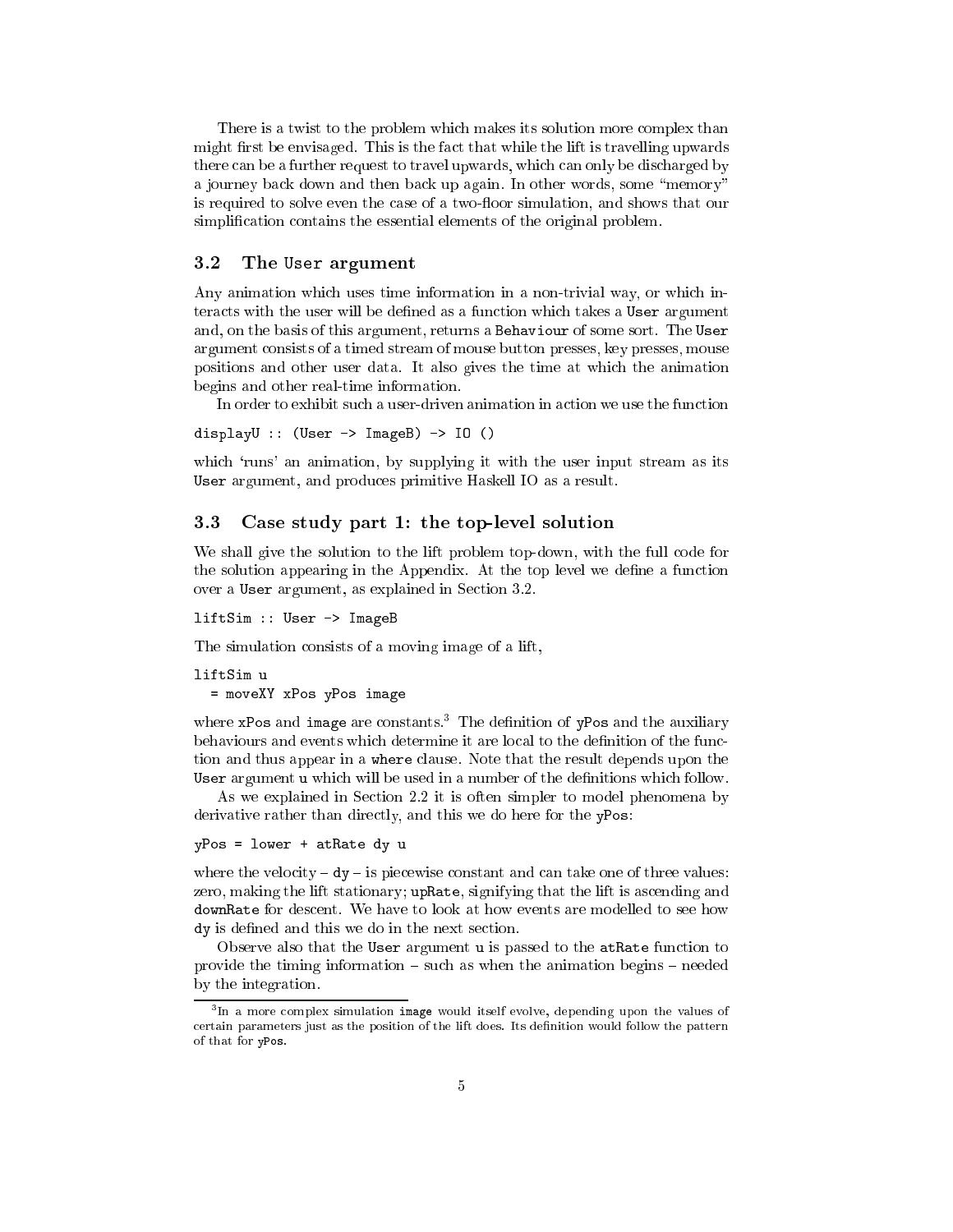There is a twist to the problem which makes its solution more complex than might first be envisaged. This is the fact that while the lift is travelling upwards there can be a further request to travel upwards, which can only be discharged by a journey back down and then back up again. In other words, some "memory" is required to solve even the case of a two-floor simulation, and shows that our simplification contains the essential elements of the original problem.

## 3.2 The `User` argument

Any animation which uses time information in a non-trivial way, or which interacts with the user will be defined as a function which takes a `User` argument and, on the basis of this argument, returns a `Behaviour` of some sort. The `User` argument consists of a timed stream of mouse button presses, key presses, mouse positions and other user data. It also gives the time at which the animation begins and other real-time information.

In order to exhibit such a user-driven animation in action we use the function

```
displayU :: (User -> ImageB) -> IO ()
```

which 'runs' an animation, by supplying it with the user input stream as its `User` argument, and produces primitive Haskell IO as a result.

## 3.3 Case study part 1: the top-level solution

We shall give the solution to the lift problem top-down, with the full code for the solution appearing in the Appendix. At the top level we define a function over a `User` argument, as explained in Section 3.2.

```
liftSim :: User -> ImageB
```

The simulation consists of a moving image of a lift,

```
liftSim u
  = moveXY xPos yPos image
```

where `xPos` and `image` are constants.[3] The definition of `yPos` and the auxiliary behaviours and events which determine it are local to the definition of the function and thus appear in a `where` clause. Note that the result depends upon the `User` argument `u` which will be used in a number of the definitions which follow.

As we explained in Section 2.2 it is often simpler to model phenomena by derivative rather than directly, and this we do here for the `yPos`:

```
yPos = lower + atRate dy u
```

where the velocity – `dy` – is piecewise constant and can take one of three values: zero, making the lift stationary; `upRate`, signifying that the lift is ascending and `downRate` for descent. We have to look at how events are modelled to see how `dy` is defined and this we do in the next section.

Observe also that the `User` argument `u` is passed to the `atRate` function to provide the timing information – such as when the animation begins – needed by the integration.

[3] In a more complex simulation `image` would itself evolve, depending upon the values of certain parameters just as the position of the lift does. Its definition would follow the pattern of that for `yPos`.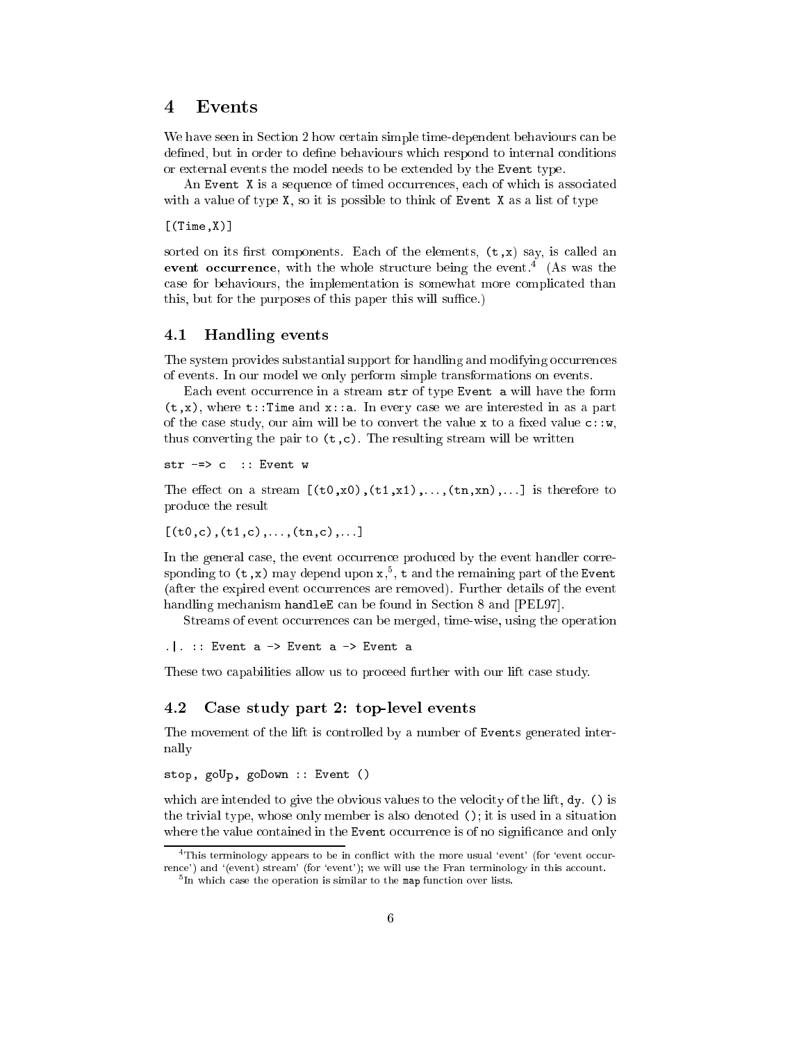## 4 Events

We have seen in Section 2 how certain simple time-dependent behaviours can be defined, but in order to define behaviours which respond to internal conditions or external events the model needs to be extended by the `Event` type.

An `Event X` is a sequence of timed occurrences, each of which is associated with a value of type `X`, so it is possible to think of `Event X` as a list of type

```
[(Time,X)]
```

sorted on its first components. Each of the elements, `(t,x)` say, is called an **event occurrence**, with the whole structure being the event.[4] (As was the case for behaviours, the implementation is somewhat more complicated than this, but for the purposes of this paper this will suffice.)

### 4.1 Handling events

The system provides substantial support for handling and modifying occurrences of events. In our model we only perform simple transformations on events.

Each event occurrence in a stream `str` of type `Event a` will have the form `(t,x)`, where `t::Time` and `x::a`. In every case we are interested in as a part of the case study, our aim will be to convert the value `x` to a fixed value `c::w`, thus converting the pair to `(t,c)`. The resulting stream will be written

```
str -=> c  :: Event w
```

The effect on a stream `[(t0,x0),(t1,x1),...,(tn,xn),...]` is therefore to produce the result

```
[(t0,c),(t1,c),...,(tn,c),...]
```

In the general case, the event occurrence produced by the event handler corresponding to `(t,x)` may depend upon `x`,[5], `t` and the remaining part of the `Event` (after the expired event occurrences are removed). Further details of the event handling mechanism `handleE` can be found in Section 8 and [PEL97].

Streams of event occurrences can be merged, time-wise, using the operation

```
.|. :: Event a -> Event a -> Event a
```

These two capabilities allow us to proceed further with our lift case study.

### 4.2 Case study part 2: top-level events

The movement of the lift is controlled by a number of `Event`s generated internally

```
stop, goUp, goDown :: Event ()
```

which are intended to give the obvious values to the velocity of the lift, `dy`. `()` is the trivial type, whose only member is also denoted `()`; it is used in a situation where the value contained in the `Event` occurrence is of no significance and only

[4] This terminology appears to be in conflict with the more usual 'event' (for 'event occurrence') and '(event) stream' (for 'event'); we will use the Fran terminology in this account.

[5] In which case the operation is similar to the `map` function over lists.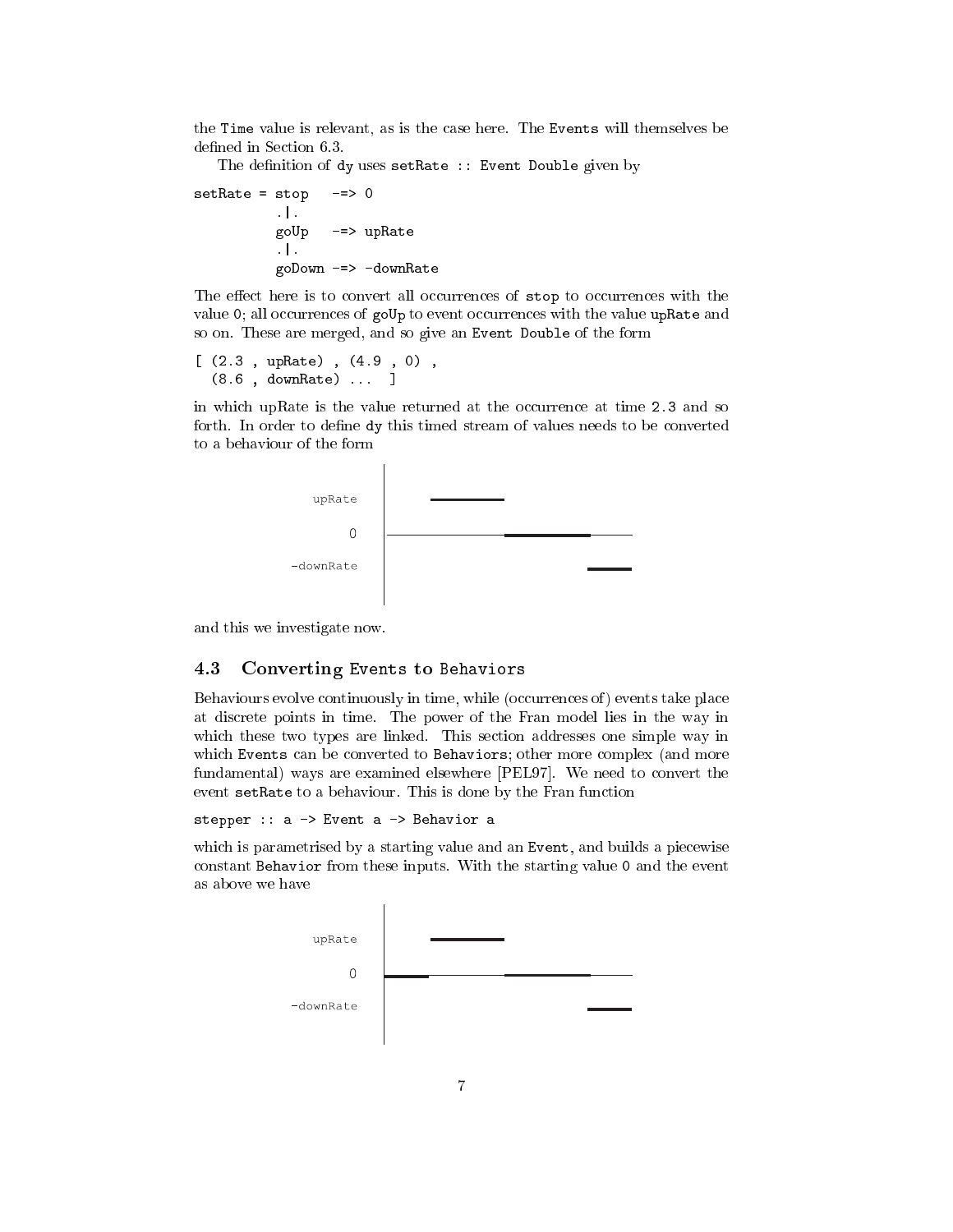the `Time` value is relevant, as is the case here. The `Events` will themselves be defined in Section 6.3.

The definition of `dy` uses `setRate :: Event Double` given by

```
setRate = stop   -=> 0
          .|.
          goUp   -=> upRate
          .|.
          goDown -=> -downRate
```

The effect here is to convert all occurrences of `stop` to occurrences with the value `0`; all occurrences of `goUp` to event occurrences with the value `upRate` and so on. These are merged, and so give an `Event Double` of the form

```
[ (2.3 , upRate) , (4.9 , 0) ,
  (8.6 , downRate) ...  ]
```

in which upRate is the value returned at the occurrence at time `2.3` and so forth. In order to define `dy` this timed stream of values needs to be converted to a behaviour of the form

and this we investigate now.

## 4.3 Converting Events to Behaviors

Behaviours evolve continuously in time, while (occurrences of) events take place at discrete points in time. The power of the Fran model lies in the way in which these two types are linked. This section addresses one simple way in which `Events` can be converted to `Behaviors`; other more complex (and more fundamental) ways are examined elsewhere [PEL97]. We need to convert the event `setRate` to a behaviour. This is done by the Fran function

```
stepper :: a -> Event a -> Behavior a
```

which is parametrised by a starting value and an `Event`, and builds a piecewise constant `Behavior` from these inputs. With the starting value `0` and the event as above we have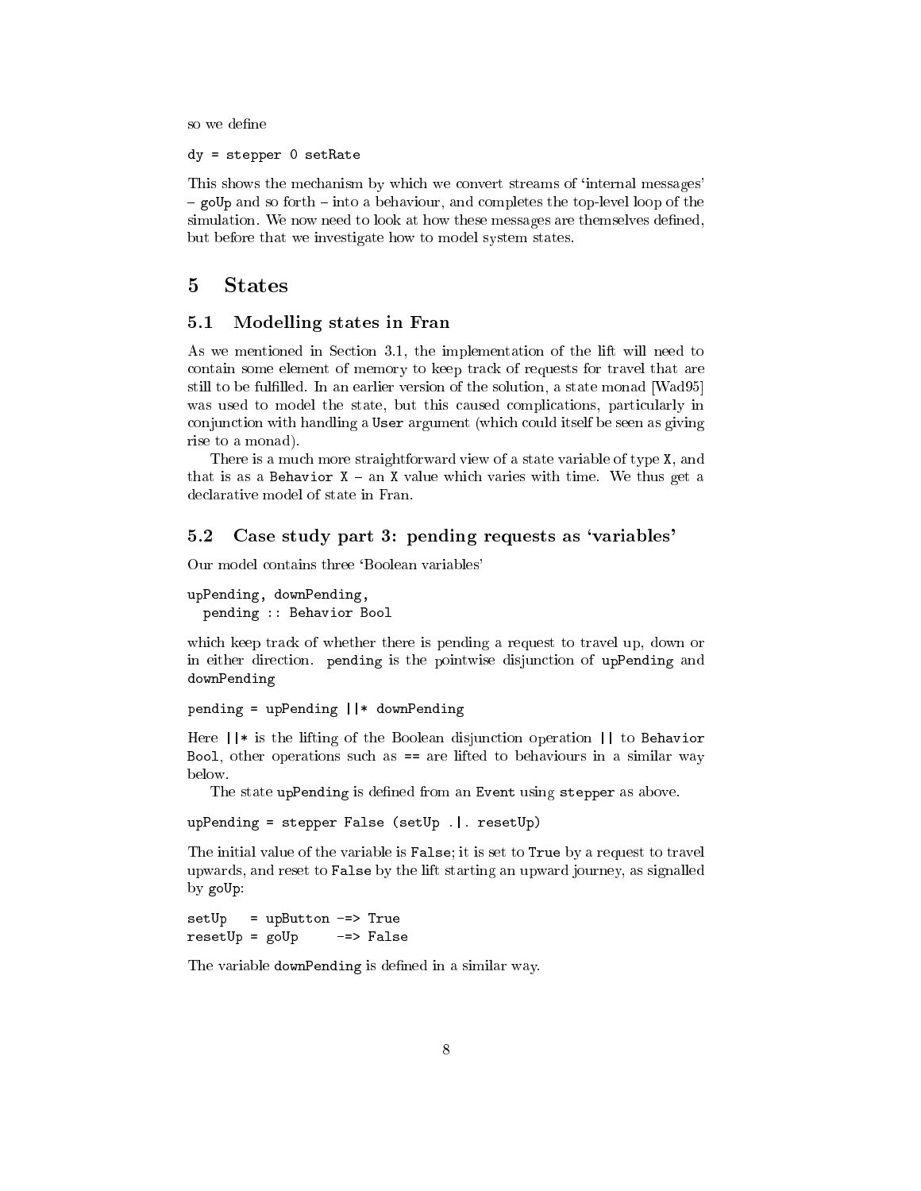so we define

```
dy = stepper 0 setRate
```

This shows the mechanism by which we convert streams of 'internal messages' – `goUp` and so forth – into a behaviour, and completes the top-level loop of the simulation. We now need to look at how these messages are themselves defined, but before that we investigate how to model system states.

# 5 States

## 5.1 Modelling states in Fran

As we mentioned in Section 3.1, the implementation of the lift will need to contain some element of memory to keep track of requests for travel that are still to be fulfilled. In an earlier version of the solution, a state monad [Wad95] was used to model the state, but this caused complications, particularly in conjunction with handling a `User` argument (which could itself be seen as giving rise to a monad).

There is a much more straightforward view of a state variable of type `X`, and that is as a `Behavior X` – an `X` value which varies with time. We thus get a declarative model of state in Fran.

## 5.2 Case study part 3: pending requests as 'variables'

Our model contains three 'Boolean variables'

```
upPending, downPending,
  pending :: Behavior Bool
```

which keep track of whether there is pending a request to travel up, down or in either direction. `pending` is the pointwise disjunction of `upPending` and `downPending`

```
pending = upPending ||* downPending
```

Here `||*` is the lifting of the Boolean disjunction operation `||` to `Behavior Bool`, other operations such as `==` are lifted to behaviours in a similar way below.

The state `upPending` is defined from an `Event` using `stepper` as above.

```
upPending = stepper False (setUp .|. resetUp)
```

The initial value of the variable is `False`; it is set to `True` by a request to travel upwards, and reset to `False` by the lift starting an upward journey, as signalled by `goUp`:

```
setUp   = upButton -=> True
resetUp = goUp     -=> False
```

The variable `downPending` is defined in a similar way.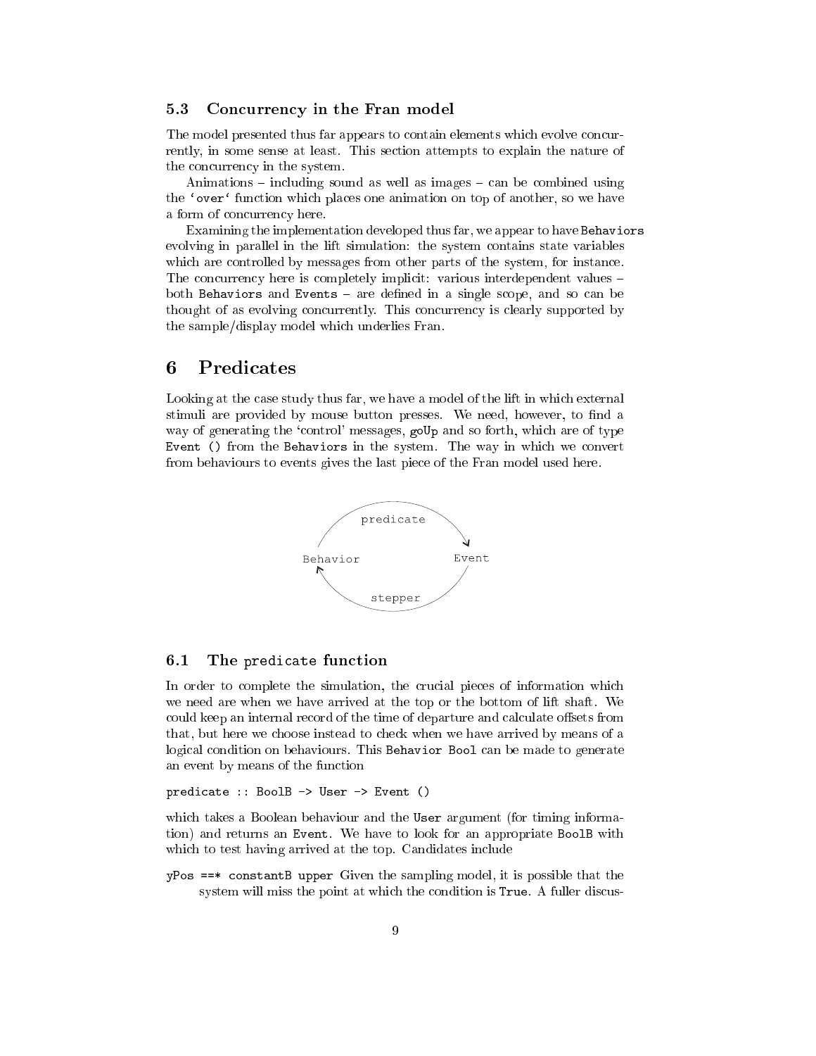### 5.3 Concurrency in the Fran model

The model presented thus far appears to contain elements which evolve concurrently, in some sense at least. This section attempts to explain the nature of the concurrency in the system.

Animations – including sound as well as images – can be combined using the `` `over` `` function which places one animation on top of another, so we have a form of concurrency here.

Examining the implementation developed thus far, we appear to have `Behaviors` evolving in parallel in the lift simulation: the system contains state variables which are controlled by messages from other parts of the system, for instance. The concurrency here is completely implicit: various interdependent values – both `Behaviors` and `Events` – are defined in a single scope, and so can be thought of as evolving concurrently. This concurrency is clearly supported by the sample/display model which underlies Fran.

## 6 Predicates

Looking at the case study thus far, we have a model of the lift in which external stimuli are provided by mouse button presses. We need, however, to find a way of generating the 'control' messages, `goUp` and so forth, which are of type `Event ()` from the `Behaviors` in the system. The way in which we convert from behaviours to events gives the last piece of the Fran model used here.

predicate

Behavior

Event

stepper

### 6.1 The `predicate` function

In order to complete the simulation, the crucial pieces of information which we need are when we have arrived at the top or the bottom of lift shaft. We could keep an internal record of the time of departure and calculate offsets from that, but here we choose instead to check when we have arrived by means of a logical condition on behaviours. This `Behavior Bool` can be made to generate an event by means of the function

```
predicate :: BoolB -> User -> Event ()
```

which takes a Boolean behaviour and the `User` argument (for timing information) and returns an `Event`. We have to look for an appropriate `BoolB` with which to test having arrived at the top. Candidates include

`yPos ==* constantB upper` Given the sampling model, it is possible that the system will miss the point at which the condition is `True`. A fuller discus-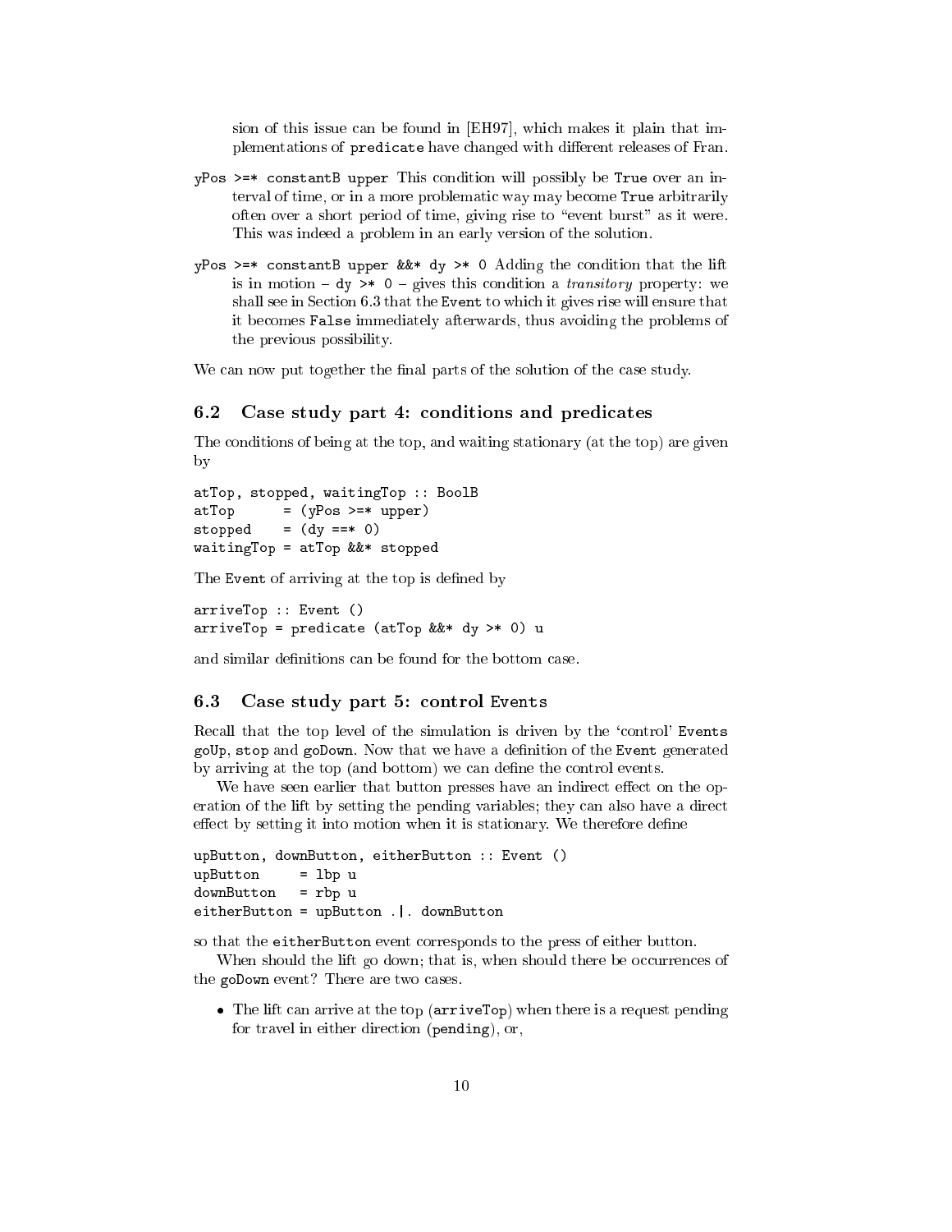sion of this issue can be found in [EH97], which makes it plain that implementations of `predicate` have changed with different releases of Fran.

`yPos >=* constantB upper` This condition will possibly be `True` over an interval of time, or in a more problematic way may become `True` arbitrarily often over a short period of time, giving rise to "event burst" as it were. This was indeed a problem in an early version of the solution.

`yPos >=* constantB upper &&* dy >* 0` Adding the condition that the lift is in motion – `dy >* 0` – gives this condition a *transitory* property: we shall see in Section 6.3 that the `Event` to which it gives rise will ensure that it becomes `False` immediately afterwards, thus avoiding the problems of the previous possibility.

We can now put together the final parts of the solution of the case study.

## 6.2 Case study part 4: conditions and predicates

The conditions of being at the top, and waiting stationary (at the top) are given by

```
atTop, stopped, waitingTop :: BoolB
atTop      = (yPos >=* upper)
stopped    = (dy ==* 0)
waitingTop = atTop &&* stopped
```

The `Event` of arriving at the top is defined by

```
arriveTop :: Event ()
arriveTop = predicate (atTop &&* dy >* 0) u
```

and similar definitions can be found for the bottom case.

## 6.3 Case study part 5: control Events

Recall that the top level of the simulation is driven by the 'control' `Events` `goUp`, `stop` and `goDown`. Now that we have a definition of the `Event` generated by arriving at the top (and bottom) we can define the control events.

We have seen earlier that button presses have an indirect effect on the operation of the lift by setting the pending variables; they can also have a direct effect by setting it into motion when it is stationary. We therefore define

```
upButton, downButton, eitherButton :: Event ()
upButton     = lbp u
downButton   = rbp u
eitherButton = upButton .|. downButton
```

so that the `eitherButton` event corresponds to the press of either button.

When should the lift go down; that is, when should there be occurrences of the `goDown` event? There are two cases.

- The lift can arrive at the top (`arriveTop`) when there is a request pending for travel in either direction (`pending`), or,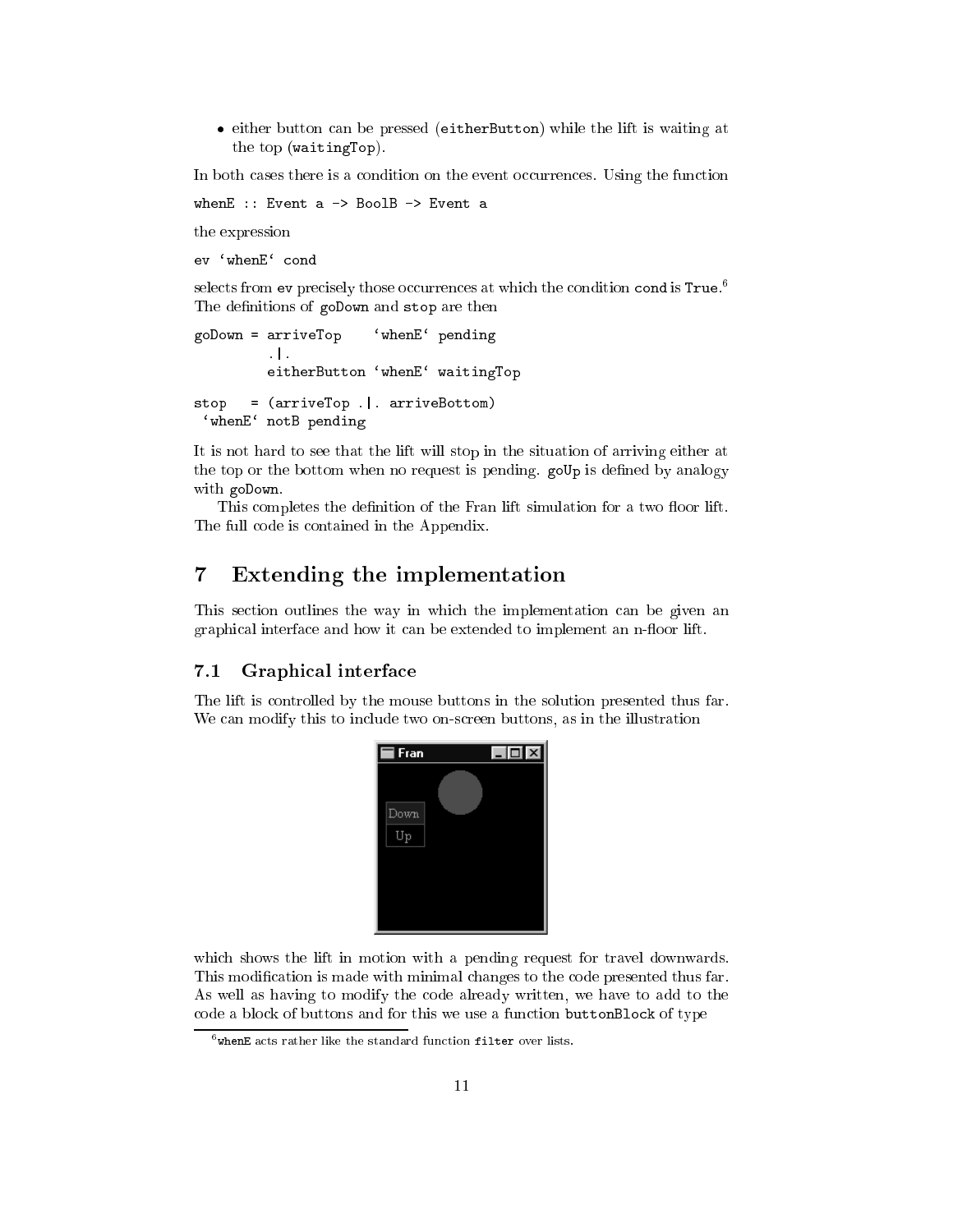- either button can be pressed (`eitherButton`) while the lift is waiting at the top (`waitingTop`).

In both cases there is a condition on the event occurrences. Using the function

```
whenE :: Event a -> BoolB -> Event a
```

the expression

```
ev `whenE` cond
```

selects from `ev` precisely those occurrences at which the condition `cond` is `True`.[6] The definitions of `goDown` and `stop` are then

```
goDown = arriveTop    `whenE` pending
         .|.
         eitherButton `whenE` waitingTop

stop   = (arriveTop .|. arriveBottom)
 `whenE` notB pending
```

It is not hard to see that the lift will stop in the situation of arriving either at the top or the bottom when no request is pending. `goUp` is defined by analogy with `goDown`.

This completes the definition of the Fran lift simulation for a two floor lift. The full code is contained in the Appendix.

# 7 Extending the implementation

This section outlines the way in which the implementation can be given an graphical interface and how it can be extended to implement an n-floor lift.

## 7.1 Graphical interface

The lift is controlled by the mouse buttons in the solution presented thus far. We can modify this to include two on-screen buttons, as in the illustration

which shows the lift in motion with a pending request for travel downwards. This modification is made with minimal changes to the code presented thus far. As well as having to modify the code already written, we have to add to the code a block of buttons and for this we use a function `buttonBlock` of type

[6] `whenE` acts rather like the standard function `filter` over lists.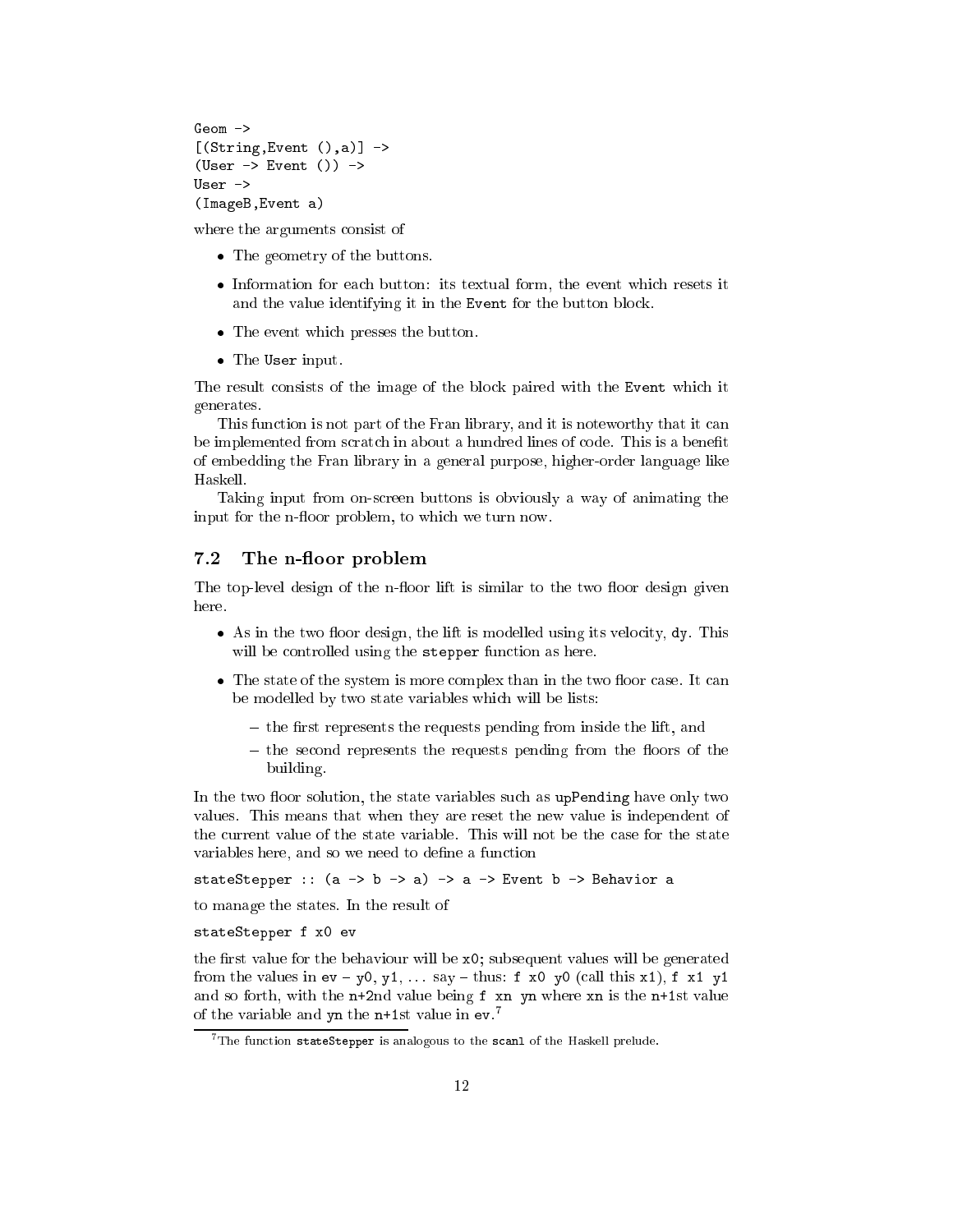```
Geom ->
[(String,Event (),a)] ->
(User -> Event ()) ->
User ->
(ImageB,Event a)
```

where the arguments consist of

- The geometry of the buttons.
- Information for each button: its textual form, the event which resets it and the value identifying it in the `Event` for the button block.
- The event which presses the button.
- The `User` input.

The result consists of the image of the block paired with the `Event` which it generates.

This function is not part of the Fran library, and it is noteworthy that it can be implemented from scratch in about a hundred lines of code. This is a benefit of embedding the Fran library in a general purpose, higher-order language like Haskell.

Taking input from on-screen buttons is obviously a way of animating the input for the n-floor problem, to which we turn now.

## 7.2 The n-floor problem

The top-level design of the n-floor lift is similar to the two floor design given here.

- As in the two floor design, the lift is modelled using its velocity, `dy`. This will be controlled using the `stepper` function as here.
- The state of the system is more complex than in the two floor case. It can be modelled by two state variables which will be lists:
  - the first represents the requests pending from inside the lift, and
  - the second represents the requests pending from the floors of the building.

In the two floor solution, the state variables such as `upPending` have only two values. This means that when they are reset the new value is independent of the current value of the state variable. This will not be the case for the state variables here, and so we need to define a function

```
stateStepper :: (a -> b -> a) -> a -> Event b -> Behavior a
```

to manage the states. In the result of

```
stateStepper f x0 ev
```

the first value for the behaviour will be `x0`; subsequent values will be generated from the values in `ev` – `y0`, `y1`, ... say – thus: `f x0 y0` (call this `x1`), `f x1 y1` and so forth, with the `n+2`nd value being `f xn yn` where `xn` is the `n+1`st value of the variable and `yn` the `n+1`st value in `ev`.[7]

[7] The function `stateStepper` is analogous to the `scanl` of the Haskell prelude.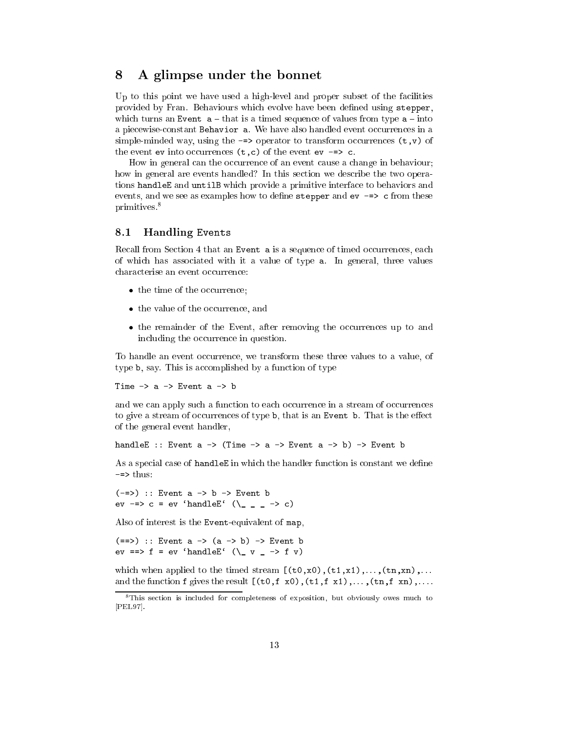# 8 A glimpse under the bonnet

Up to this point we have used a high-level and proper subset of the facilities provided by Fran. Behaviours which evolve have been defined using `stepper`, which turns an `Event a` – that is a timed sequence of values from type `a` – into a piecewise-constant `Behavior a`. We have also handled event occurrences in a simple-minded way, using the `-=>` operator to transform occurrences `(t,v)` of the event `ev` into occurrences `(t,c)` of the event `ev -=> c`.

How in general can the occurrence of an event cause a change in behaviour; how in general are events handled? In this section we describe the two operations `handleE` and `untilB` which provide a primitive interface to behaviors and events, and we see as examples how to define `stepper` and `ev -=> c` from these primitives.[8]

## 8.1 Handling Events

Recall from Section 4 that an `Event a` is a sequence of timed occurrences, each of which has associated with it a value of type `a`. In general, three values characterise an event occurrence:

- the time of the occurrence;
- the value of the occurrence, and
- the remainder of the Event, after removing the occurrences up to and including the occurrence in question.

To handle an event occurrence, we transform these three values to a value, of type `b`, say. This is accomplished by a function of type

```
Time -> a -> Event a -> b
```

and we can apply such a function to each occurrence in a stream of occurrences to give a stream of occurrences of type `b`, that is an `Event b`. That is the effect of the general event handler,

```
handleE :: Event a -> (Time -> a -> Event a -> b) -> Event b
```

As a special case of `handleE` in which the handler function is constant we define `-=>` thus:

```
(-=>) :: Event a -> b -> Event b
ev -=> c = ev `handleE` (\_ _ _ -> c)
```

Also of interest is the `Event`-equivalent of `map`,

```
(==>) :: Event a -> (a -> b) -> Event b
ev ==> f = ev `handleE` (\_ v _ -> f v)
```

which when applied to the timed stream `[(t0,x0),(t1,x1),...,(tn,xn),...` and the function `f` gives the result `[(t0,f x0),(t1,f x1),...,(tn,f xn),...`.

[8] This section is included for completeness of exposition, but obviously owes much to [PEL97].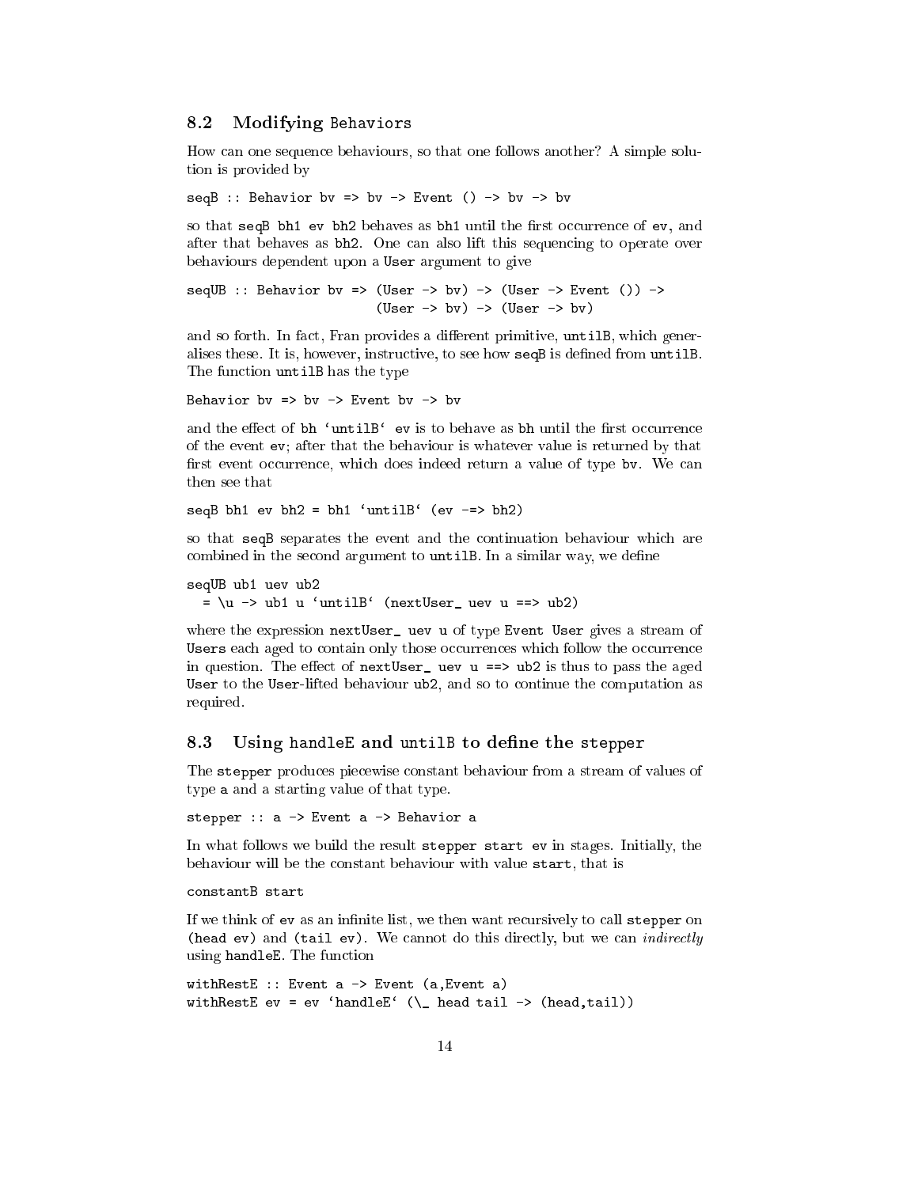### 8.2 Modifying `Behaviors`

How can one sequence behaviours, so that one follows another? A simple solution is provided by

```
seqB :: Behavior bv => bv -> Event () -> bv -> bv
```

so that `seqB bh1 ev bh2` behaves as `bh1` until the first occurrence of `ev`, and after that behaves as `bh2`. One can also lift this sequencing to operate over behaviours dependent upon a `User` argument to give

```
seqUB :: Behavior bv => (User -> bv) -> (User -> Event ()) ->
                        (User -> bv) -> (User -> bv)
```

and so forth. In fact, Fran provides a different primitive, `untilB`, which generalises these. It is, however, instructive, to see how `seqB` is defined from `untilB`. The function `untilB` has the type

```
Behavior bv => bv -> Event bv -> bv
```

and the effect of ``bh `untilB` ev`` is to behave as `bh` until the first occurrence of the event `ev`; after that the behaviour is whatever value is returned by that first event occurrence, which does indeed return a value of type `bv`. We can then see that

```
seqB bh1 ev bh2 = bh1 `untilB` (ev -=> bh2)
```

so that `seqB` separates the event and the continuation behaviour which are combined in the second argument to `untilB`. In a similar way, we define

```
seqUB ub1 uev ub2
  = \u -> ub1 u `untilB` (nextUser_ uev u ==> ub2)
```

where the expression `nextUser_ uev u` of type `Event User` gives a stream of `Users` each aged to contain only those occurrences which follow the occurrence in question. The effect of `nextUser_ uev u ==> ub2` is thus to pass the aged `User` to the `User`-lifted behaviour `ub2`, and so to continue the computation as required.

### 8.3 Using `handleE` and `untilB` to define the `stepper`

The `stepper` produces piecewise constant behaviour from a stream of values of type `a` and a starting value of that type.

```
stepper :: a -> Event a -> Behavior a
```

In what follows we build the result `stepper start ev` in stages. Initially, the behaviour will be the constant behaviour with value `start`, that is

```
constantB start
```

If we think of `ev` as an infinite list, we then want recursively to call `stepper` on `(head ev)` and `(tail ev)`. We cannot do this directly, but we can *indirectly* using `handleE`. The function

```
withRestE :: Event a -> Event (a,Event a)
withRestE ev = ev `handleE` (\_ head tail -> (head,tail))
```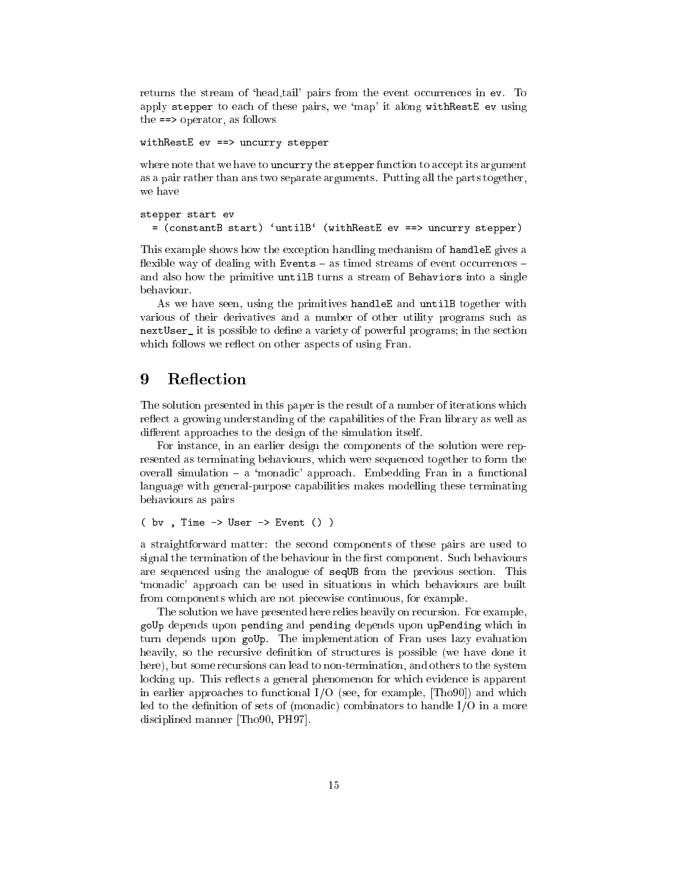returns the stream of 'head,tail' pairs from the event occurrences in `ev`. To apply `stepper` to each of these pairs, we 'map' it along `withRestE ev` using the `==>` operator, as follows

```
withRestE ev ==> uncurry stepper
```

where note that we have to `uncurry` the `stepper` function to accept its argument as a pair rather than ans two separate arguments. Putting all the parts together, we have

```
stepper start ev
  = (constantB start) `untilB` (withRestE ev ==> uncurry stepper)
```

This example shows how the exception handling mechanism of `hamdleE` gives a flexible way of dealing with `Events` – as timed streams of event occurrences – and also how the primitive `untilB` turns a stream of `Behaviors` into a single behaviour.

As we have seen, using the primitives `handleE` and `untilB` together with various of their derivatives and a number of other utility programs such as `nextUser_` it is possible to define a variety of powerful programs; in the section which follows we reflect on other aspects of using Fran.

## 9 Reflection

The solution presented in this paper is the result of a number of iterations which reflect a growing understanding of the capabilities of the Fran library as well as different approaches to the design of the simulation itself.

For instance, in an earlier design the components of the solution were represented as terminating behaviours, which were sequenced together to form the overall simulation – a 'monadic' approach. Embedding Fran in a functional language with general-purpose capabilities makes modelling these terminating behaviours as pairs

```
( bv , Time -> User -> Event () )
```

a straightforward matter: the second components of these pairs are used to signal the termination of the behaviour in the first component. Such behaviours are sequenced using the analogue of `seqUB` from the previous section. This 'monadic' approach can be used in situations in which behaviours are built from components which are not piecewise continuous, for example.

The solution we have presented here relies heavily on recursion. For example, `goUp` depends upon `pending` and `pending` depends upon `upPending` which in turn depends upon `goUp`. The implementation of Fran uses lazy evaluation heavily, so the recursive definition of structures is possible (we have done it here), but some recursions can lead to non-termination, and others to the system locking up. This reflects a general phenomenon for which evidence is apparent in earlier approaches to functional I/O (see, for example, [Tho90]) and which led to the definition of sets of (monadic) combinators to handle I/O in a more disciplined manner [Tho90, PH97].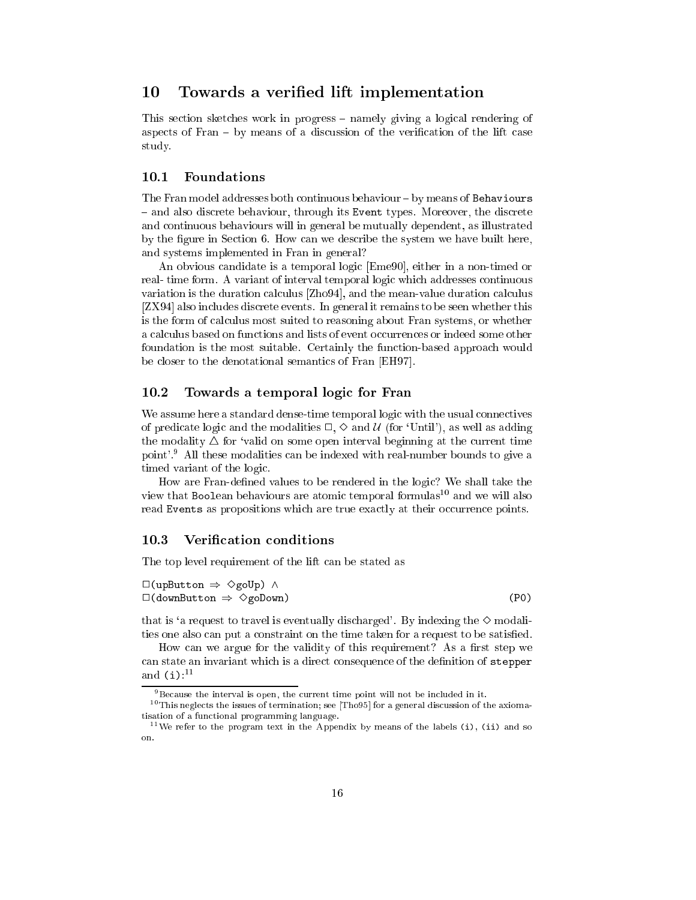# 10 Towards a verified lift implementation

This section sketches work in progress – namely giving a logical rendering of aspects of Fran – by means of a discussion of the verification of the lift case study.

## 10.1 Foundations

The Fran model addresses both continuous behaviour – by means of `Behaviours` – and also discrete behaviour, through its `Event` types. Moreover, the discrete and continuous behaviours will in general be mutually dependent, as illustrated by the figure in Section 6. How can we describe the system we have built here, and systems implemented in Fran in general?

An obvious candidate is a temporal logic [Eme90], either in a non-timed or real- time form. A variant of interval temporal logic which addresses continuous variation is the duration calculus [Zho94], and the mean-value duration calculus [ZX94] also includes discrete events. In general it remains to be seen whether this is the form of calculus most suited to reasoning about Fran systems, or whether a calculus based on functions and lists of event occurrences or indeed some other foundation is the most suitable. Certainly the function-based approach would be closer to the denotational semantics of Fran [EH97].

## 10.2 Towards a temporal logic for Fran

We assume here a standard dense-time temporal logic with the usual connectives of predicate logic and the modalities $\Box$, $\Diamond$ and $\mathcal{U}$ (for 'Until'), as well as adding the modality $\triangle$ for 'valid on some open interval beginning at the current time point'.[9] All these modalities can be indexed with real-number bounds to give a timed variant of the logic.

How are Fran-defined values to be rendered in the logic? We shall take the view that `Boolean` behaviours are atomic temporal formulas[10] and we will also read `Events` as propositions which are true exactly at their occurrence points.

## 10.3 Verification conditions

The top level requirement of the lift can be stated as

```
□(upButton ⇒ ◇goUp) ∧
□(downButton ⇒ ◇goDown)                                    (P0)
```

that is 'a request to travel is eventually discharged'. By indexing the $\Diamond$ modalities one also can put a constraint on the time taken for a request to be satisfied.

How can we argue for the validity of this requirement? As a first step we can state an invariant which is a direct consequence of the definition of `stepper` and `(i)`:[11]

[9] Because the interval is open, the current time point will not be included in it.

[10] This neglects the issues of termination; see [Tho95] for a general discussion of the axiomatisation of a functional programming language.

[11] We refer to the program text in the Appendix by means of the labels `(i)`, `(ii)` and so on.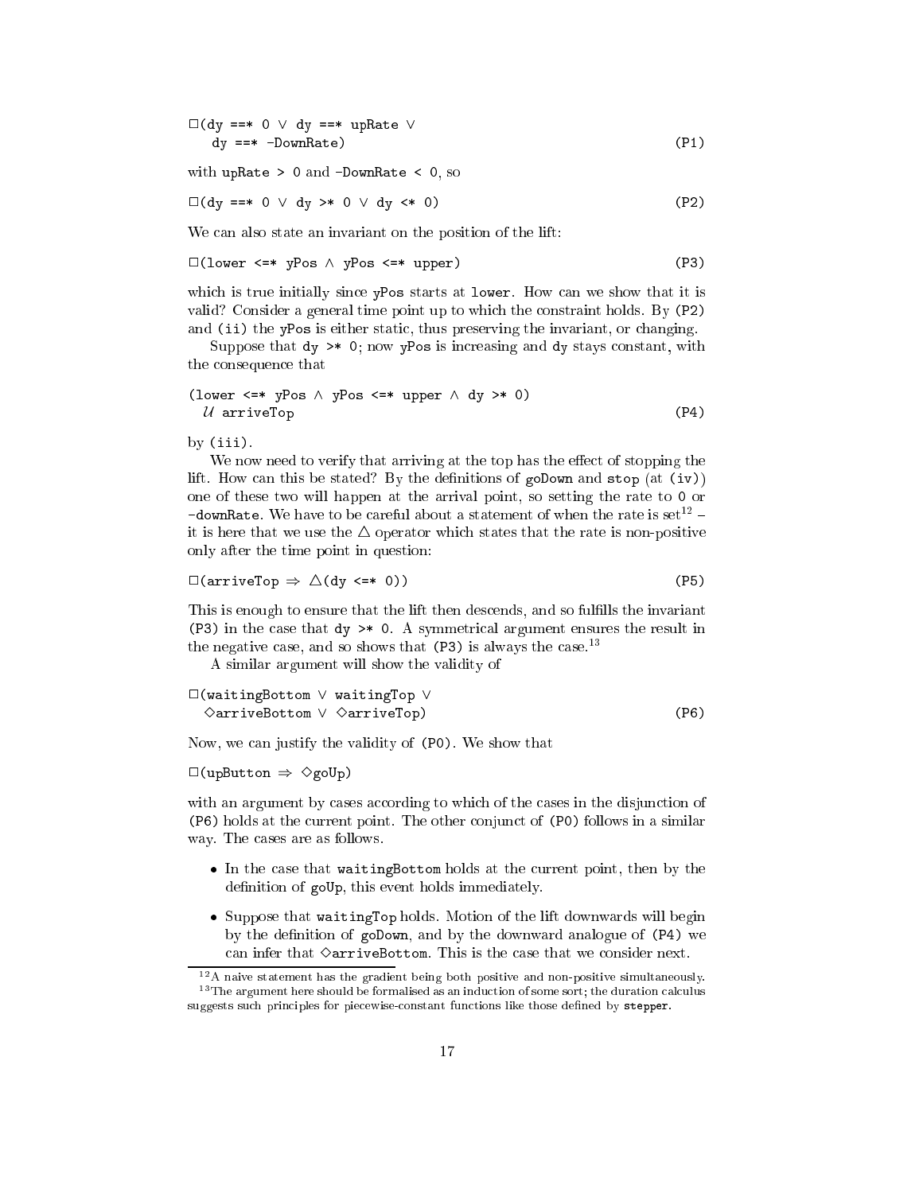$$\Box(\texttt{dy ==* 0} \vee \texttt{dy ==* upRate} \vee \texttt{dy ==* -DownRate}) \qquad \texttt{(P1)}$$

with `upRate > 0` and `-DownRate < 0`, so

$$\Box(\texttt{dy ==* 0} \vee \texttt{dy >* 0} \vee \texttt{dy <* 0}) \qquad \texttt{(P2)}$$

We can also state an invariant on the position of the lift:

$$\Box(\texttt{lower <=* yPos} \wedge \texttt{yPos <=* upper}) \qquad \texttt{(P3)}$$

which is true initially since `yPos` starts at `lower`. How can we show that it is valid? Consider a general time point up to which the constraint holds. By `(P2)` and `(ii)` the `yPos` is either static, thus preserving the invariant, or changing.

Suppose that `dy >* 0`; now `yPos` is increasing and `dy` stays constant, with the consequence that

$$(\texttt{lower <=* yPos} \wedge \texttt{yPos <=* upper} \wedge \texttt{dy >* 0}) \;\mathcal{U}\; \texttt{arriveTop} \qquad \texttt{(P4)}$$

by `(iii)`.

We now need to verify that arriving at the top has the effect of stopping the lift. How can this be stated? By the definitions of `goDown` and `stop` (at `(iv)`) one of these two will happen at the arrival point, so setting the rate to `0` or `-downRate`. We have to be careful about a statement of when the rate is set[12] – it is here that we use the $\triangle$ operator which states that the rate is non-positive only after the time point in question:

$$\Box(\texttt{arriveTop} \Rightarrow \triangle(\texttt{dy <=* 0})) \qquad \texttt{(P5)}$$

This is enough to ensure that the lift then descends, and so fulfills the invariant `(P3)` in the case that `dy >* 0`. A symmetrical argument ensures the result in the negative case, and so shows that `(P3)` is always the case.[13]

A similar argument will show the validity of

$$\Box(\texttt{waitingBottom} \vee \texttt{waitingTop} \vee \Diamond\texttt{arriveBottom} \vee \Diamond\texttt{arriveTop}) \qquad \texttt{(P6)}$$

Now, we can justify the validity of `(P0)`. We show that

$$\Box(\texttt{upButton} \Rightarrow \Diamond\texttt{goUp})$$

with an argument by cases according to which of the cases in the disjunction of `(P6)` holds at the current point. The other conjunct of `(P0)` follows in a similar way. The cases are as follows.

- In the case that `waitingBottom` holds at the current point, then by the definition of `goUp`, this event holds immediately.
- Suppose that `waitingTop` holds. Motion of the lift downwards will begin by the definition of `goDown`, and by the downward analogue of `(P4)` we can infer that $\Diamond$`arriveBottom`. This is the case that we consider next.

---

[12] A naive statement has the gradient being both positive and non-positive simultaneously.

[13] The argument here should be formalised as an induction of some sort; the duration calculus suggests such principles for piecewise-constant functions like those defined by `stepper`.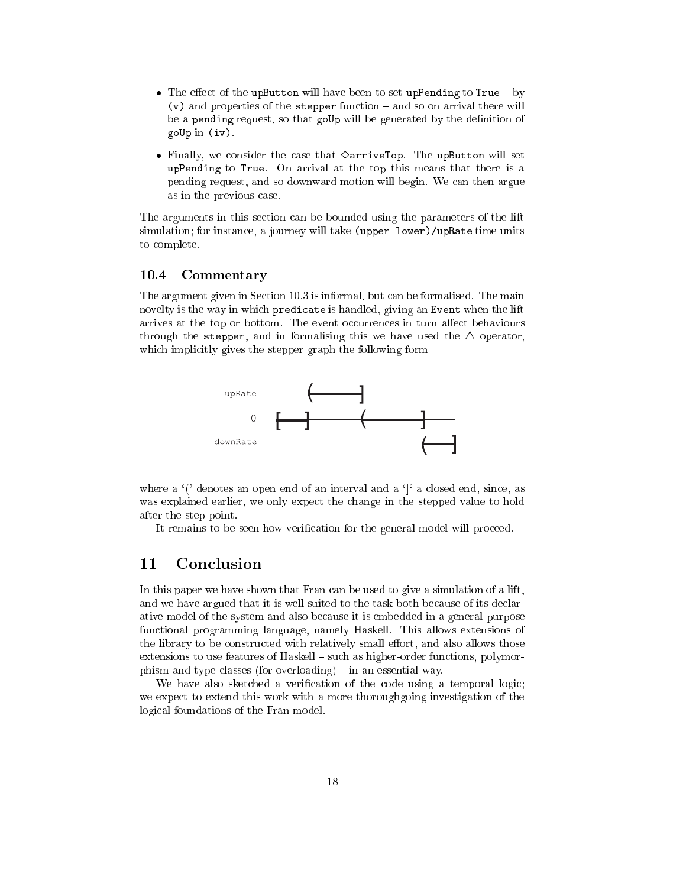- The effect of the `upButton` will have been to set `upPending` to `True` – by `(v)` and properties of the `stepper` function – and so on arrival there will be a `pending` request, so that `goUp` will be generated by the definition of `goUp` in `(iv)`.
- Finally, we consider the case that $\Diamond$`arriveTop`. The `upButton` will set `upPending` to `True`. On arrival at the top this means that there is a pending request, and so downward motion will begin. We can then argue as in the previous case.

The arguments in this section can be bounded using the parameters of the lift simulation; for instance, a journey will take `(upper-lower)/upRate` time units to complete.

### 10.4 Commentary

The argument given in Section 10.3 is informal, but can be formalised. The main novelty is the way in which `predicate` is handled, giving an `Event` when the lift arrives at the top or bottom. The event occurrences in turn affect behaviours through the `stepper`, and in formalising this we have used the $\triangle$ operator, which implicitly gives the stepper graph the following form

where a '(' denotes an open end of an interval and a ']' a closed end, since, as was explained earlier, we only expect the change in the stepped value to hold after the step point.

It remains to be seen how verification for the general model will proceed.

## 11 Conclusion

In this paper we have shown that Fran can be used to give a simulation of a lift, and we have argued that it is well suited to the task both because of its declarative model of the system and also because it is embedded in a general-purpose functional programming language, namely Haskell. This allows extensions of the library to be constructed with relatively small effort, and also allows those extensions to use features of Haskell – such as higher-order functions, polymorphism and type classes (for overloading) – in an essential way.

We have also sketched a verification of the code using a temporal logic; we expect to extend this work with a more thoroughgoing investigation of the logical foundations of the Fran model.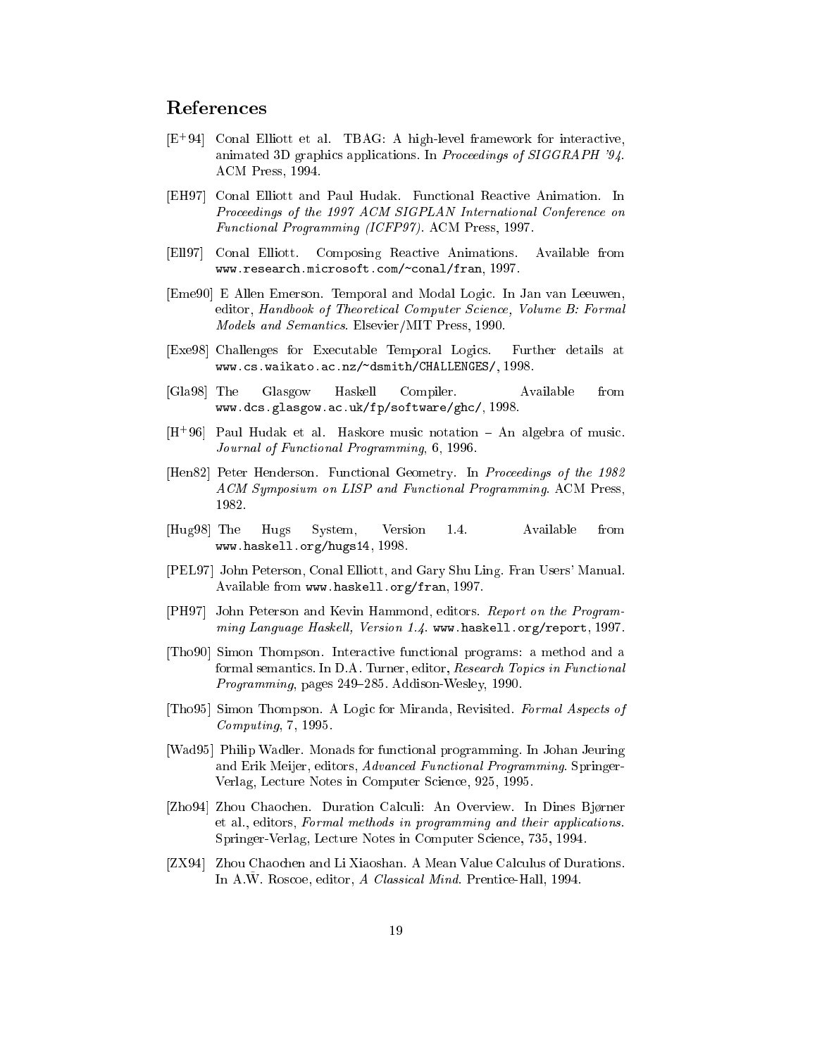## References

[E+94] Conal Elliott et al. TBAG: A high-level framework for interactive, animated 3D graphics applications. In *Proceedings of SIGGRAPH '94*. ACM Press, 1994.

[EH97] Conal Elliott and Paul Hudak. Functional Reactive Animation. In *Proceedings of the 1997 ACM SIGPLAN International Conference on Functional Programming (ICFP97)*. ACM Press, 1997.

[Ell97] Conal Elliott. Composing Reactive Animations. Available from `www.research.microsoft.com/~conal/fran`, 1997.

[Eme90] E Allen Emerson. Temporal and Modal Logic. In Jan van Leeuwen, editor, *Handbook of Theoretical Computer Science, Volume B: Formal Models and Semantics*. Elsevier/MIT Press, 1990.

[Exe98] Challenges for Executable Temporal Logics. Further details at `www.cs.waikato.ac.nz/~dsmith/CHALLENGES/`, 1998.

[Gla98] The Glasgow Haskell Compiler. Available from `www.dcs.glasgow.ac.uk/fp/software/ghc/`, 1998.

[H+96] Paul Hudak et al. Haskore music notation – An algebra of music. *Journal of Functional Programming*, 6, 1996.

[Hen82] Peter Henderson. Functional Geometry. In *Proceedings of the 1982 ACM Symposium on LISP and Functional Programming*. ACM Press, 1982.

[Hug98] The Hugs System, Version 1.4. Available from `www.haskell.org/hugs14`, 1998.

[PEL97] John Peterson, Conal Elliott, and Gary Shu Ling. Fran Users' Manual. Available from `www.haskell.org/fran`, 1997.

[PH97] John Peterson and Kevin Hammond, editors. *Report on the Programming Language Haskell, Version 1.4*. `www.haskell.org/report`, 1997.

[Tho90] Simon Thompson. Interactive functional programs: a method and a formal semantics. In D.A. Turner, editor, *Research Topics in Functional Programming*, pages 249–285. Addison-Wesley, 1990.

[Tho95] Simon Thompson. A Logic for Miranda, Revisited. *Formal Aspects of Computing*, 7, 1995.

[Wad95] Philip Wadler. Monads for functional programming. In Johan Jeuring and Erik Meijer, editors, *Advanced Functional Programming*. Springer-Verlag, Lecture Notes in Computer Science, 925, 1995.

[Zho94] Zhou Chaochen. Duration Calculi: An Overview. In Dines Bjørner et al., editors, *Formal methods in programming and their applications*. Springer-Verlag, Lecture Notes in Computer Science, 735, 1994.

[ZX94] Zhou Chaochen and Li Xiaoshan. A Mean Value Calculus of Durations. In A.W. Roscoe, editor, *A Classical Mind*. Prentice-Hall, 1994.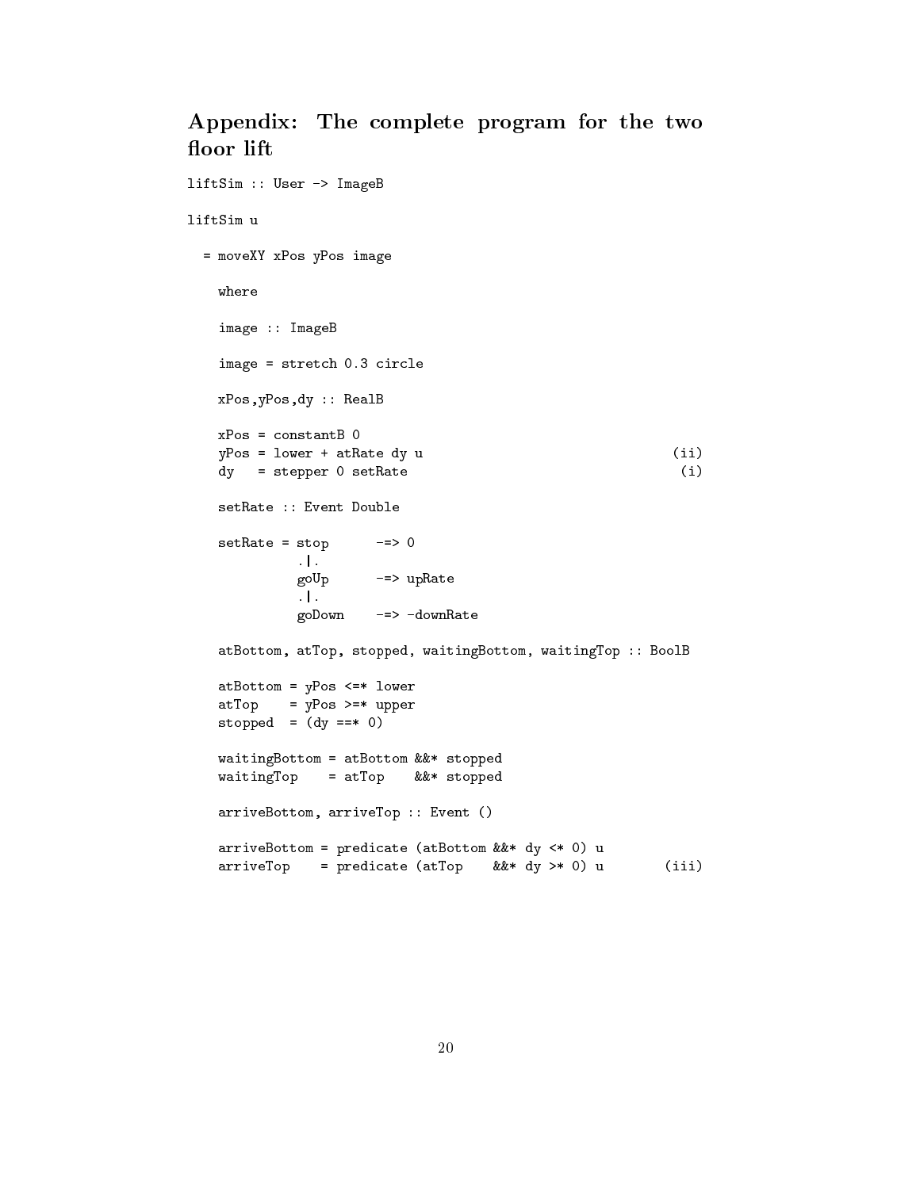## Appendix: The complete program for the two floor lift

```
liftSim :: User -> ImageB

liftSim u

  = moveXY xPos yPos image

    where

    image :: ImageB

    image = stretch 0.3 circle

    xPos,yPos,dy :: RealB

    xPos = constantB 0
    yPos = lower + atRate dy u                              (ii)
    dy   = stepper 0 setRate                                 (i)

    setRate :: Event Double

    setRate = stop      -=> 0
              .|.
              goUp      -=> upRate
              .|.
              goDown    -=> -downRate

    atBottom, atTop, stopped, waitingBottom, waitingTop :: BoolB

    atBottom = yPos <=* lower
    atTop    = yPos >=* upper
    stopped  = (dy ==* 0)

    waitingBottom = atBottom &&* stopped
    waitingTop    = atTop    &&* stopped

    arriveBottom, arriveTop :: Event ()

    arriveBottom = predicate (atBottom &&* dy <* 0) u
    arriveTop    = predicate (atTop    &&* dy >* 0) u        (iii)
```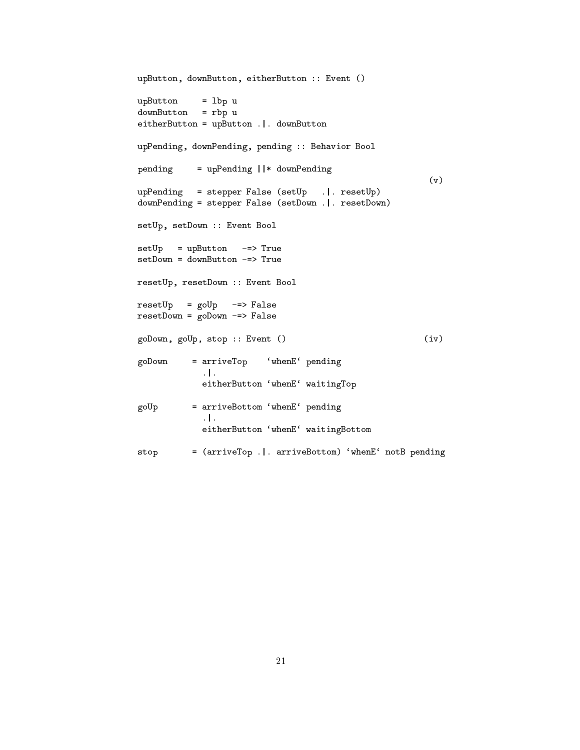```
upButton, downButton, eitherButton :: Event ()

upButton     = lbp u
downButton   = rbp u
eitherButton = upButton .|. downButton

upPending, downPending, pending :: Behavior Bool

pending     = upPending ||* downPending
                                                              (v)
upPending   = stepper False (setUp   .|. resetUp)
downPending = stepper False (setDown .|. resetDown)

setUp, setDown :: Event Bool

setUp   = upButton   -=> True
setDown = downButton -=> True

resetUp, resetDown :: Event Bool

resetUp   = goUp   -=> False
resetDown = goDown -=> False

goDown, goUp, stop :: Event ()                              (iv)

goDown     = arriveTop    `whenE` pending
             .|.
             eitherButton `whenE` waitingTop

goUp       = arriveBottom `whenE` pending
             .|.
             eitherButton `whenE` waitingBottom

stop       = (arriveTop .|. arriveBottom) `whenE` notB pending
```